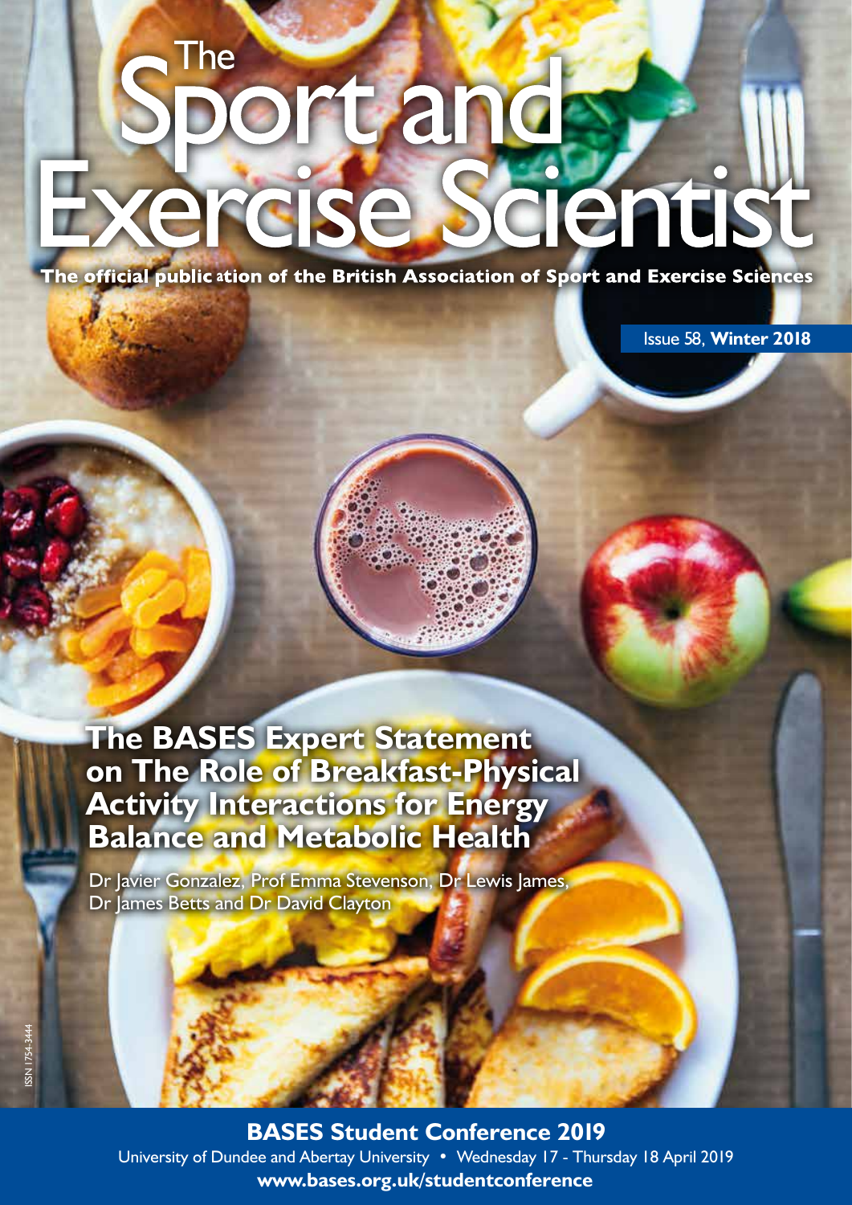# The Sport and Exercise Scientist

**The official publication of the British Association of Sport and Exercise Sciences**

Issue 58, **Winter 2018**

## The BASES Expert Statement on The Role of Breakfast-Physical Activity Interactions for Energy Balance and Metabolic Health

Dr Javier Gonzalez, Prof Emma Stevenson, Dr Lewis James, Dr James Betts and Dr David Clayton

ISSN 1754-3444

**BASES Student Conference 2019**

University of Dundee and Abertay University • Wednesday 17 - Thursday 18 April 2019

**www.bases.org.uk/studentconference**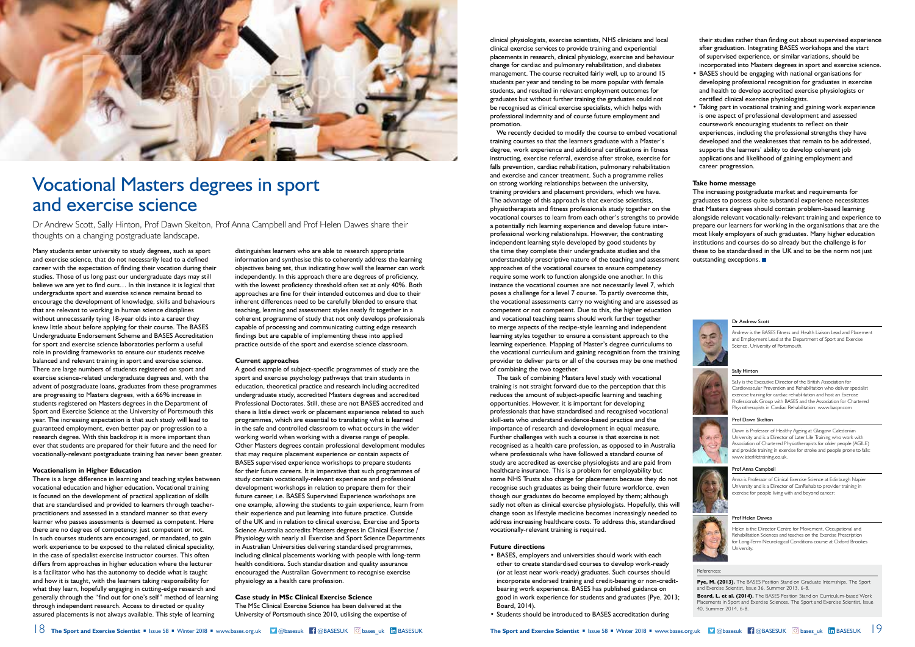# Vocational Masters degrees in sport and exercise science

Dr Andrew Scott, Sally Hinton, Prof Dawn Skelton, Prof Anna Campbell and Prof Helen Dawes share their thoughts on a changing postgraduate landscape.

Many students enter university to study degrees, such as sport and exercise science, that do not necessarily lead to a defined career with the expectation of finding their vocation during their studies. Those of us long past our undergraduate days may still believe we are yet to find ours… In this instance it is logical that undergraduate sport and exercise science remains broad to encourage the development of knowledge, skills and behaviours that are relevant to working in human science disciplines without unnecessarily tying 18-year olds into a career they knew little about before applying for their course. The BASES Undergraduate Endorsement Scheme and BASES Accreditation for sport and exercise science laboratories perform a useful role in providing frameworks to ensure our students receive balanced and relevant training in sport and exercise science. There are large numbers of students registered on sport and exercise science-related undergraduate degrees and, with the advent of postgraduate loans, graduates from these programmes are progressing to Masters degrees, with a 66% increase in students registered on Masters degrees in the Department of Sport and Exercise Science at the University of Portsmouth this year. The increasing expectation is that such study will lead to guaranteed employment, even better pay or progression to a research degree. With this backdrop it is more important than ever that courses are prepared for their future and the need for vocationally-relevant postgraduate training has never been greater.

### Vocationalism in Higher Education

There is a large difference in learning and teaching styles between vocational education and higher education. Vocational training is focused on the development of practical application of skills that are standardised and provided to learners through teacher-practitioners and assessed in a standard manner so that every learner who passes assessments is deemed as competent. Here there are no degrees of competency, just competent or not. In such courses students are encouraged, or mandated, to gain work experience to be exposed to the related clinical speciality, in the case of specialist exercise instructor courses. This often differs from approaches in higher education where the lecturer is a facilitator who has the autonomy to decide what is taught and how it is taught, with the learners taking responsibility for what they learn, hopefully engaging in cutting-edge research and generally through the "find out for one's self" method of learning through independent research. Access to directed or quality assured placements is not always available. This style of learning distinguishes learners who are able to research appropriate information and synthesise this to coherently address the learning objectives being set, thus indicating how well the learner can work independently. In this approach there are degrees of proficiency, with the lowest proficiency threshold often set at only 40%. Both approaches are fine for their intended outcomes and due to their inherent differences need to be carefully blended to ensure that teaching, learning and assessment styles neatly fit together in a coherent programme of study that not only develops professionals capable of processing and communicating cutting edge research findings but are capable of implementing these into applied practice outside of the sport and exercise science classroom.

### Current approaches

A good example of subject-specific programmes of study are the sport and exercise psychology pathways that train students in education, theoretical practice and research including accredited undergraduate study, accredited Masters degrees and accredited Professional Doctorates. Still, these are not BASES accredited and there is little direct work or placement experience related to such programmes, which are essential to translating what is learned in the safe and controlled classroom to what occurs in the wider working world when working with a diverse range of people. Other Masters degrees contain professional development modules that may require placement experience or contain aspects of BASES supervised experience workshops to prepare students for their future careers. It is imperative that such programmes of study contain vocationally-relevant experience and professional development workshops in relation to prepare them for their future career, i.e. BASES Supervised Experience workshops are one example, allowing the students to gain experience, learn from their experience and put learning into future practice. Outside of the UK and in relation to clinical exercise, Exercise and Sports Science Australia accredits Masters degrees in Clinical Exercise / Physiology with nearly all Exercise and Sport Science Departments in Australian Universities delivering standardised programmes, including clinical placements working with people with long-term health conditions. Such standardisation and quality assurance encouraged the Australian Government to recognise exercise physiology as a health care profession.

### Case study in MSc Clinical Exercise Science

The MSc Clinical Exercise Science has been delivered at the University of Portsmouth since 2010, utilising the expertise of clinical physiologists, exercise scientists, NHS clinicians and local clinical exercise services to provide training and experiential placements in research, clinical physiology, exercise and behaviour change for cardiac and pulmonary rehabilitation, and diabetes management. The course recruited fairly well, up to around 15 students per year and tending to be more popular with female students, and resulted in relevant employment outcomes for graduates but without further training the graduates could not be recognised as clinical exercise specialists, which helps with professional indemnity and of course future employment and promotion.

We recently decided to modify the course to embed vocational training courses so that the learners graduate with a Master's degree, work experience and additional certifications in fitness instructing, exercise referral, exercise after stroke, exercise for falls prevention, cardiac rehabilitation, pulmonary rehabilitation and exercise and cancer treatment. Such a programme relies on strong working relationships between the university, training providers and placement providers, which we have. The advantage of this approach is that exercise scientists, physiotherapists and fitness professionals study together on the vocational courses to learn from each other's strengths to provide a potentially rich learning experience and develop future inter-professional working relationships. However, the contrasting independent learning style developed by good students by the time they complete their undergraduate studies and the understandably prescriptive nature of the teaching and assessment approaches of the vocational courses to ensure competency require some work to function alongside one another. In this instance the vocational courses are not necessarily level 7, which poses a challenge for a level 7 course. To partly overcome this, the vocational assessments carry no weighting and are assessed as competent or not competent. Due to this, the higher education and vocational teaching teams should work further together to merge aspects of the recipe-style learning and independent learning styles together to ensure a consistent approach to the learning experience. Mapping of Master's degree curriculums to the vocational curriculum and gaining recognition from the training provider to deliver parts or all of the courses may be one method of combining the two together.

The task of combining Masters level study with vocational training is not straight forward due to the perception that this reduces the amount of subject-specific learning and teaching opportunities. However, it is important for developing professionals that have standardised and recognised vocational skill-sets who understand evidence-based practice and the importance of research and development in equal measure. Further challenges with such a course is that exercise is not recognised as a health care profession, as opposed to in Australia where professionals who have followed a standard course of study are accredited as exercise physiologists and are paid from healthcare insurance. This is a problem for employability but some NHS Trusts also charge for placements because they do not recognise such graduates as being their future workforce, even though our graduates do become employed by them; although sadly not often as clinical exercise physiologists. Hopefully, this will change soon as lifestyle medicine becomes increasingly needed to address increasing healthcare costs. To address this, standardised vocationally-relevant training is required.

### Future directions

- BASES, employers and universities should work with each other to create standardised courses to develop work-ready (or at least near work-ready) graduates. Such courses should incorporate endorsed training and credit-bearing or non-credit-bearing work experience. BASES has published guidance on good in work experience for students and graduates (Pye, 2013; Board, 2014).
- Students should be introduced to BASES accreditation during their studies rather than finding out about supervised experience after graduation. Integrating BASES workshops and the start of supervised experience, or similar variations, should be incorporated into Masters degrees in sport and exercise science.
- BASES should be engaging with national organisations for developing professional recognition for graduates in exercise and health to develop accredited exercise physiologists or certified clinical exercise physiologists.
- Taking part in vocational training and gaining work experience is one aspect of professional development and assessed coursework encouraging students to reflect on their experiences, including the professional strengths they have developed and the weaknesses that remain to be addressed, supports the learners' ability to develop coherent job applications and likelihood of gaining employment and career progression.

### Take home message

The increasing postgraduate market and requirements for graduates to possess quite substantial experience necessitates that Masters degrees should contain problem-based learning alongside relevant vocationally-relevant training and experience to prepare our learners for working in the organisations that are the most likely employers of such graduates. Many higher education institutions and courses do so already but the challenge is for these to be standardised in the UK and to be the norm not just outstanding exceptions.

**Dr Andrew Scott**

Andrew is the BASES Fitness and Health Liaison Lead and Placement and Employment Lead at the Department of Sport and Exercise Science, University of Portsmouth.

**Sally Hinton**

Sally is the Executive Director of the British Association for Cardiovascular Prevention and Rehabilitation who deliver specialist exercise training for cardiac rehabilitation and host an Exercise Professionals Group with BASES and the Association for Chartered Physiotherapists in Cardiac Rehabilitation: www.bacpr.com

**Prof Dawn Skelton**

Dawn is Professor of Healthy Ageing at Glasgow Caledonian University and is a Director of Later Life Training who work with Association of Chartered Physiotherapists for older people (AGILE) and provide training in exercise for stroke and people prone to falls: www.laterlifetraining.co.uk.

**Prof Anna Campbell**

Anna is Professor of Clinical Exercise Science at Edinburgh Napier University and is a Director of CanRehab to provider training in exercise for people living with and beyond cancer.

**Prof Helen Dawes**

Helen is the Director Centre for Movement, Occupational and Rehabilitation Sciences and teaches on the Exercise Prescription for Long-Term Neurological Conditions course at Oxford Brookes University.

References:

**Pye, M. (2013).** The BASES Position Stand on Graduate Internships. The Sport and Exercise Scientist, Issue 36, Summer 2013, 6-8.

**Board, L. et al. (2014).** The BASES Position Stand on Curriculum-based Work Placements in Sport and Exercise Sciences. The Sport and Exercise Scientist, Issue 40, Summer 2014, 6-8.